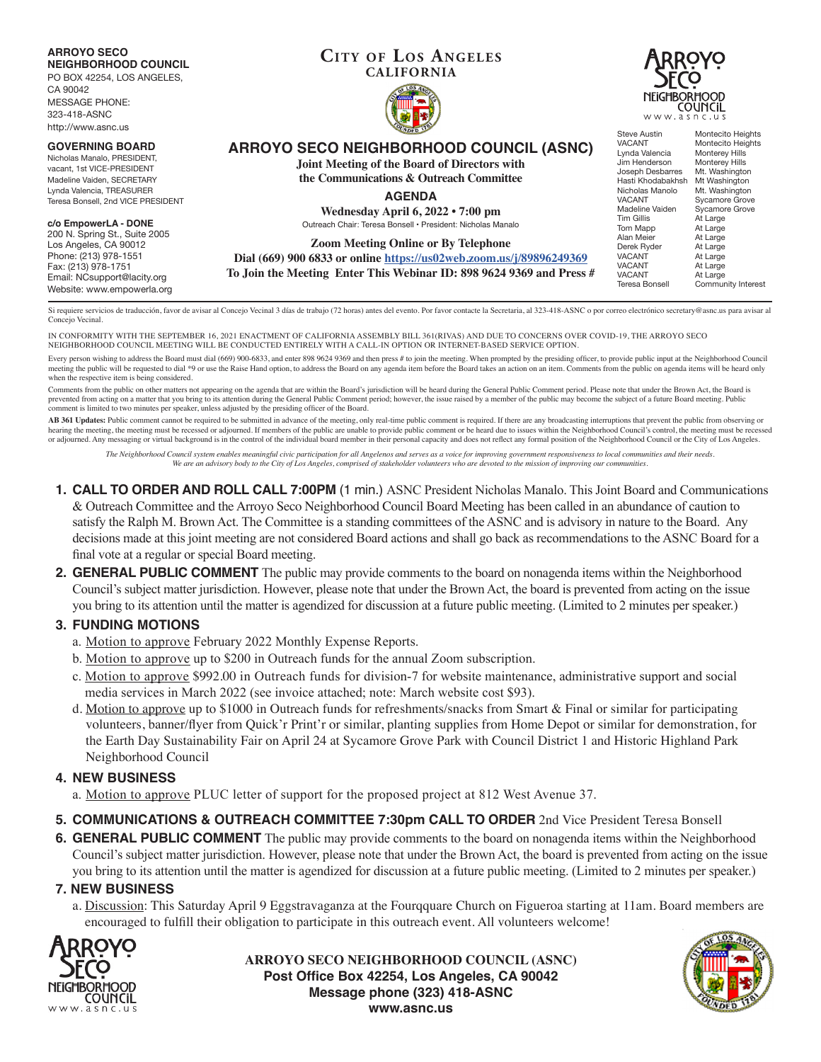**ARROYO SECO NEIGHBORHOOD COUNCIL**
PO BOX 42254, LOS ANGELES, CA 90042
MESSAGE PHONE: 323-418-ASNC
http://www.asnc.us

**GOVERNING BOARD**
Nicholas Manalo, PRESIDENT,
vacant, 1st VICE-PRESIDENT
Madeline Vaiden, SECRETARY
Lynda Valencia, TREASURER
Teresa Bonsell, 2nd VICE PRESIDENT

**c/o EmpowerLA - DONE**
200 N. Spring St., Suite 2005
Los Angeles, CA 90012
Phone: (213) 978-1551
Fax: (213) 978-1751
Email: NCsupport@lacity.org
Website: www.empowerla.org

**CITY OF LOS ANGELES**
**CALIFORNIA**

# ARROYO SECO NEIGHBORHOOD COUNCIL (ASNC)

**Joint Meeting of the Board of Directors with the Communications & Outreach Committee**

## AGENDA

**Wednesday April 6, 2022 • 7:00 pm**
Outreach Chair: Teresa Bonsell • President: Nicholas Manalo

**Zoom Meeting Online or By Telephone**
**Dial (669) 900 6833 or online https://us02web.zoom.us/j/89896249369**
**To Join the Meeting Enter This Webinar ID: 898 9624 9369 and Press #**

| | |
|---|---|
| Steve Austin | Montecito Heights |
| VACANT | Montecito Heights |
| Lynda Valencia | Monterey Hills |
| Jim Henderson | Monterey Hills |
| Joseph Desbarres | Mt. Washington |
| Hasti Khodabakhsh | Mt Washington |
| Nicholas Manolo | Mt. Washington |
| VACANT | Sycamore Grove |
| Madeline Vaiden | Sycamore Grove |
| Tim Gillis | At Large |
| Tom Mapp | At Large |
| Alan Meier | At Large |
| Derek Ryder | At Large |
| VACANT | At Large |
| VACANT | At Large |
| VACANT | At Large |
| Teresa Bonsell | Community Interest |

Si requiere servicios de traducción, favor de avisar al Concejo Vecinal 3 días de trabajo (72 horas) antes del evento. Por favor contacte la Secretaria, al 323-418-ASNC o por correo electrónico secretary@asnc.us para avisar al Concejo Vecinal.

IN CONFORMITY WITH THE SEPTEMBER 16, 2021 ENACTMENT OF CALIFORNIA ASSEMBLY BILL 361(RIVAS) AND DUE TO CONCERNS OVER COVID-19, THE ARROYO SECO NEIGHBORHOOD COUNCIL MEETING WILL BE CONDUCTED ENTIRELY WITH A CALL-IN OPTION OR INTERNET-BASED SERVICE OPTION.

Every person wishing to address the Board must dial (669) 900-6833, and enter 898 9624 9369 and then press # to join the meeting. When prompted by the presiding officer, to provide public input at the Neighborhood Council meeting the public will be requested to dial *9 or use the Raise Hand option, to address the Board on any agenda item before the Board takes an action on an item. Comments from the public on agenda items will be heard only when the respective item is being considered.

Comments from the public on other matters not appearing on the agenda that are within the Board's jurisdiction will be heard during the General Public Comment period. Please note that under the Brown Act, the Board is prevented from acting on a matter that you bring to its attention during the General Public Comment period; however, the issue raised by a member of the public may become the subject of a future Board meeting. Public comment is limited to two minutes per speaker, unless adjusted by the presiding officer of the Board.

**AB 361 Updates:** Public comment cannot be required to be submitted in advance of the meeting, only real-time public comment is required. If there are any broadcasting interruptions that prevent the public from observing or hearing the meeting, the meeting must be recessed or adjourned. If members of the public are unable to provide public comment or be heard due to issues within the Neighborhood Council's control, the meeting must be recessed or adjourned. Any messaging or virtual background is in the control of the individual board member in their personal capacity and does not reflect any formal position of the Neighborhood Council or the City of Los Angeles.

*The Neighborhood Council system enables meaningful civic participation for all Angelenos and serves as a voice for improving government responsiveness to local communities and their needs. We are an advisory body to the City of Los Angeles, comprised of stakeholder volunteers who are devoted to the mission of improving our communities.*

1. **CALL TO ORDER AND ROLL CALL 7:00PM** (1 min.) ASNC President Nicholas Manalo. This Joint Board and Communications & Outreach Committee and the Arroyo Seco Neighborhood Council Board Meeting has been called in an abundance of caution to satisfy the Ralph M. Brown Act. The Committee is a standing committees of the ASNC and is advisory in nature to the Board. Any decisions made at this joint meeting are not considered Board actions and shall go back as recommendations to the ASNC Board for a final vote at a regular or special Board meeting.
2. **GENERAL PUBLIC COMMENT** The public may provide comments to the board on nonagenda items within the Neighborhood Council's subject matter jurisdiction. However, please note that under the Brown Act, the board is prevented from acting on the issue you bring to its attention until the matter is agendized for discussion at a future public meeting. (Limited to 2 minutes per speaker.)

### 3. FUNDING MOTIONS

a. Motion to approve February 2022 Monthly Expense Reports.
b. Motion to approve up to $200 in Outreach funds for the annual Zoom subscription.
c. Motion to approve $992.00 in Outreach funds for division-7 for website maintenance, administrative support and social media services in March 2022 (see invoice attached; note: March website cost $93).
d. Motion to approve up to $1000 in Outreach funds for refreshments/snacks from Smart & Final or similar for participating volunteers, banner/flyer from Quick'r Print'r or similar, planting supplies from Home Depot or similar for demonstration, for the Earth Day Sustainability Fair on April 24 at Sycamore Grove Park with Council District 1 and Historic Highland Park Neighborhood Council

### 4. NEW BUSINESS

a. Motion to approve PLUC letter of support for the proposed project at 812 West Avenue 37.

5. **COMMUNICATIONS & OUTREACH COMMITTEE 7:30pm CALL TO ORDER** 2nd Vice President Teresa Bonsell
6. **GENERAL PUBLIC COMMENT** The public may provide comments to the board on nonagenda items within the Neighborhood Council's subject matter jurisdiction. However, please note that under the Brown Act, the board is prevented from acting on the issue you bring to its attention until the matter is agendized for discussion at a future public meeting. (Limited to 2 minutes per speaker.)

### 7. NEW BUSINESS

a. Discussion: This Saturday April 9 Eggstravaganza at the Fourqquare Church on Figueroa starting at 11am. Board members are encouraged to fulfill their obligation to participate in this outreach event. All volunteers welcome!

**ARROYO SECO NEIGHBORHOOD COUNCIL (ASNC)**
**Post Office Box 42254, Los Angeles, CA 90042**
**Message phone (323) 418-ASNC**
**www.asnc.us**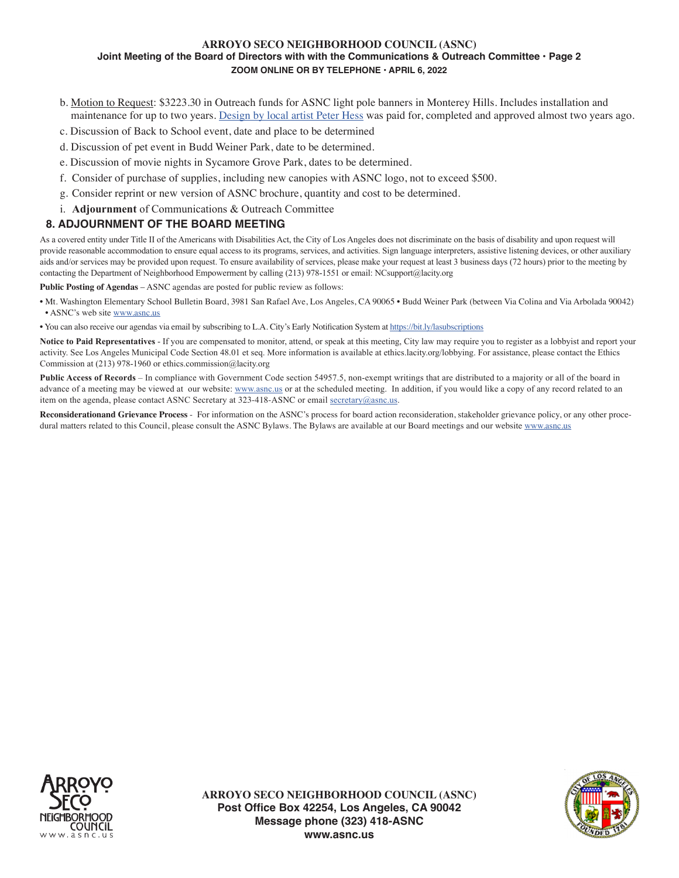b. Motion to Request: $3223.30 in Outreach funds for ASNC light pole banners in Monterey Hills. Includes installation and maintenance for up to two years. Design by local artist Peter Hess was paid for, completed and approved almost two years ago.

c. Discussion of Back to School event, date and place to be determined

d. Discussion of pet event in Budd Weiner Park, date to be determined.

e. Discussion of movie nights in Sycamore Grove Park, dates to be determined.

f. Consider of purchase of supplies, including new canopies with ASNC logo, not to exceed $500.

g. Consider reprint or new version of ASNC brochure, quantity and cost to be determined.

i. **Adjournment** of Communications & Outreach Committee

## 8. ADJOURNMENT OF THE BOARD MEETING

As a covered entity under Title II of the Americans with Disabilities Act, the City of Los Angeles does not discriminate on the basis of disability and upon request will provide reasonable accommodation to ensure equal access to its programs, services, and activities. Sign language interpreters, assistive listening devices, or other auxiliary aids and/or services may be provided upon request. To ensure availability of services, please make your request at least 3 business days (72 hours) prior to the meeting by contacting the Department of Neighborhood Empowerment by calling (213) 978-1551 or email: NCsupport@lacity.org

**Public Posting of Agendas** – ASNC agendas are posted for public review as follows:

- Mt. Washington Elementary School Bulletin Board, 3981 San Rafael Ave, Los Angeles, CA 90065 • Budd Weiner Park (between Via Colina and Via Arbolada 90042) • ASNC's web site www.asnc.us
- You can also receive our agendas via email by subscribing to L.A. City's Early Notification System at https://bit.ly/lasubscriptions

**Notice to Paid Representatives** - If you are compensated to monitor, attend, or speak at this meeting, City law may require you to register as a lobbyist and report your activity. See Los Angeles Municipal Code Section 48.01 et seq. More information is available at ethics.lacity.org/lobbying. For assistance, please contact the Ethics Commission at (213) 978-1960 or ethics.commission@lacity.org

**Public Access of Records** – In compliance with Government Code section 54957.5, non-exempt writings that are distributed to a majority or all of the board in advance of a meeting may be viewed at our website: www.asnc.us or at the scheduled meeting. In addition, if you would like a copy of any record related to an item on the agenda, please contact ASNC Secretary at 323-418-ASNC or email secretary@asnc.us.

**Reconsiderationand Grievance Process** - For information on the ASNC's process for board action reconsideration, stakeholder grievance policy, or any other procedural matters related to this Council, please consult the ASNC Bylaws. The Bylaws are available at our Board meetings and our website www.asnc.us

**ARROYO SECO NEIGHBORHOOD COUNCIL (ASNC)**
**Post Office Box 42254, Los Angeles, CA 90042**
**Message phone (323) 418-ASNC**
**www.asnc.us**